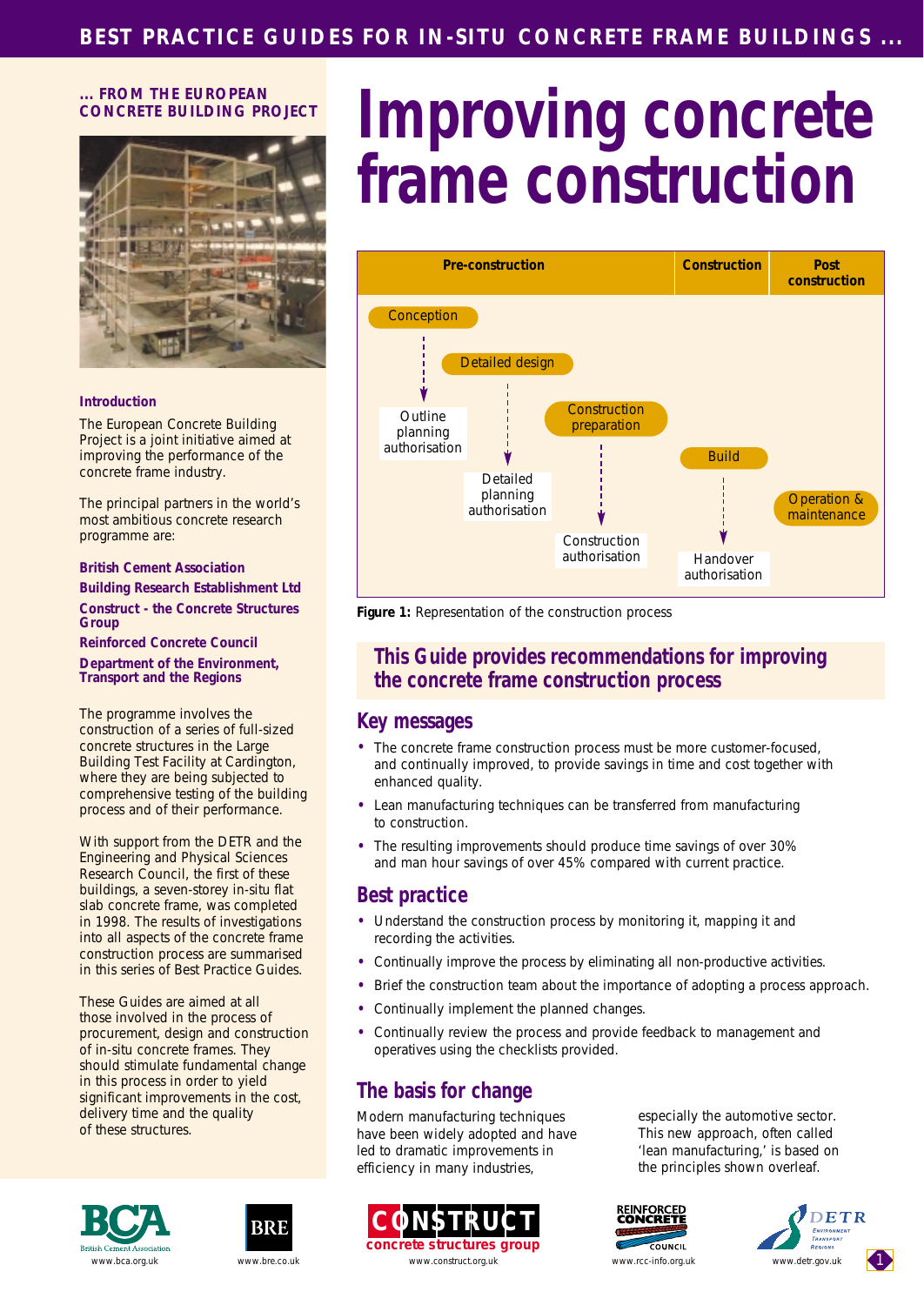# Improving concrete frame construction

... FROM THE EUROPEAN CONCRETE BUILDING PROJECT

### Introduction

The European Concrete Building Project is a joint initiative aimed at improving the performance of the concrete frame industry.

The principal partners in the world's most ambitious concrete research programme are:

**British Cement Association**

**Building Research Establishment Ltd**

**Construct - the Concrete Structures Group**

**Reinforced Concrete Council**

**Department of the Environment, Transport and the Regions**

The programme involves the construction of a series of full-sized concrete structures in the Large Building Test Facility at Cardington, where they are being subjected to comprehensive testing of the building process and of their performance.

With support from the DETR and the Engineering and Physical Sciences Research Council, the first of these buildings, a seven-storey in-situ flat slab concrete frame, was completed in 1998. The results of investigations into all aspects of the concrete frame construction process are summarised in this series of Best Practice Guides.

These Guides are aimed at all those involved in the process of procurement, design and construction of in-situ concrete frames. They should stimulate fundamental change in this process in order to yield significant improvements in the cost, delivery time and the quality of these structures.

| Pre-construction | | | Construction | Post construction |
|---|---|---|---|---|
| Conception → Outline planning authorisation | Detailed design → Detailed planning authorisation | Construction preparation → Construction authorisation | Build → Handover authorisation | Operation & maintenance |

**Figure 1:** Representation of the construction process

## This Guide provides recommendations for improving the concrete frame construction process

## Key messages

- The concrete frame construction process must be more customer-focused, and continually improved, to provide savings in time and cost together with enhanced quality.
- Lean manufacturing techniques can be transferred from manufacturing to construction.
- The resulting improvements should produce time savings of over 30% and man hour savings of over 45% compared with current practice.

## Best practice

- Understand the construction process by monitoring it, mapping it and recording the activities.
- Continually improve the process by eliminating all non-productive activities.
- Brief the construction team about the importance of adopting a process approach.
- Continually implement the planned changes.
- Continually review the process and provide feedback to management and operatives using the checklists provided.

## The basis for change

Modern manufacturing techniques have been widely adopted and have led to dramatic improvements in efficiency in many industries, especially the automotive sector. This new approach, often called 'lean manufacturing,' is based on the principles shown overleaf.

www.bca.org.uk www.bre.co.uk www.construct.org.uk www.rcc-info.org.uk www.detr.gov.uk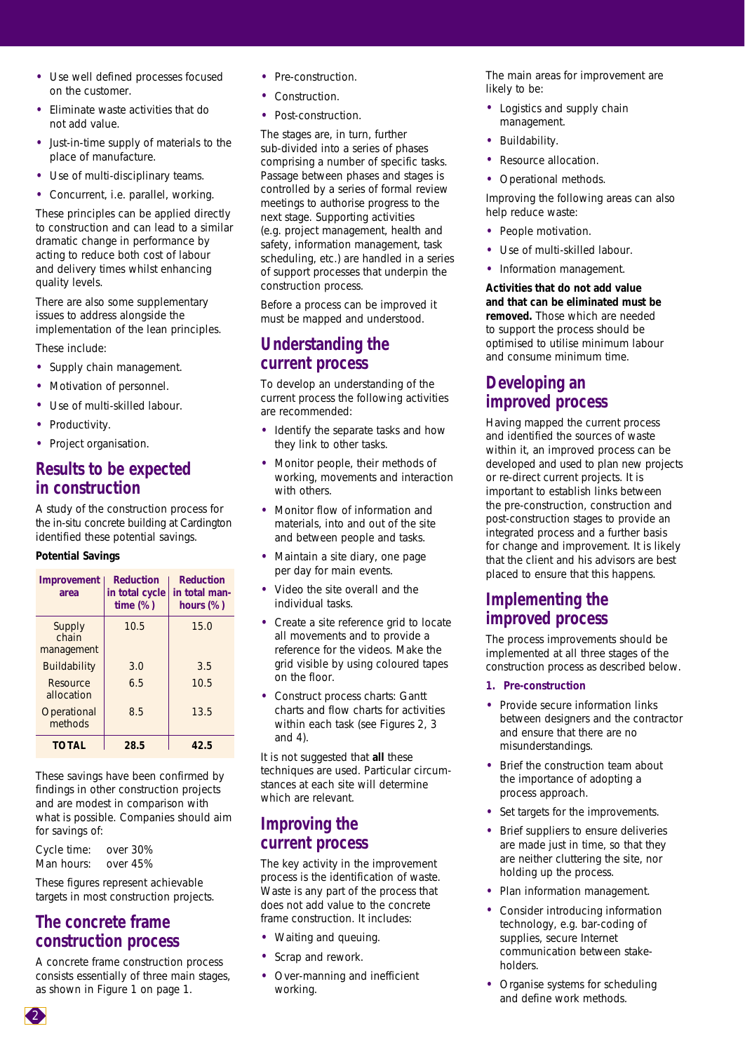- Use well defined processes focused on the customer.
- Eliminate waste activities that do not add value.
- Just-in-time supply of materials to the place of manufacture.
- Use of multi-disciplinary teams.
- Concurrent, i.e. parallel, working.

These principles can be applied directly to construction and can lead to a similar dramatic change in performance by acting to reduce both cost of labour and delivery times whilst enhancing quality levels.

There are also some supplementary issues to address alongside the implementation of the lean principles.

These include:

- Supply chain management.
- Motivation of personnel.
- Use of multi-skilled labour.
- Productivity.
- Project organisation.

## Results to be expected in construction

A study of the construction process for the in-situ concrete building at Cardington identified these potential savings.

**Potential Savings**

| Improvement area | Reduction in total cycle time (%) | Reduction in total man-hours (%) |
|---|---|---|
| Supply chain management | 10.5 | 15.0 |
| Buildability | 3.0 | 3.5 |
| Resource allocation | 6.5 | 10.5 |
| Operational methods | 8.5 | 13.5 |
| **TOTAL** | **28.5** | **42.5** |

These savings have been confirmed by findings in other construction projects and are modest in comparison with what is possible. Companies should aim for savings of:

Cycle time: over 30%
Man hours: over 45%

These figures represent achievable targets in most construction projects.

## The concrete frame construction process

A concrete frame construction process consists essentially of three main stages, as shown in Figure 1 on page 1.

- Pre-construction.
- Construction.
- Post-construction.

The stages are, in turn, further sub-divided into a series of phases comprising a number of specific tasks. Passage between phases and stages is controlled by a series of formal review meetings to authorise progress to the next stage. Supporting activities (e.g. project management, health and safety, information management, task scheduling, etc.) are handled in a series of support processes that underpin the construction process.

Before a process can be improved it must be mapped and understood.

## Understanding the current process

To develop an understanding of the current process the following activities are recommended:

- Identify the separate tasks and how they link to other tasks.
- Monitor people, their methods of working, movements and interaction with others.
- Monitor flow of information and materials, into and out of the site and between people and tasks.
- Maintain a site diary, one page per day for main events.
- Video the site overall and the individual tasks.
- Create a site reference grid to locate all movements and to provide a reference for the videos. Make the grid visible by using coloured tapes on the floor.
- Construct process charts: Gantt charts and flow charts for activities within each task (see Figures 2, 3 and 4).

It is not suggested that **all** these techniques are used. Particular circumstances at each site will determine which are relevant.

## Improving the current process

The key activity in the improvement process is the identification of waste. Waste is any part of the process that does not add value to the concrete frame construction. It includes:

- Waiting and queuing.
- Scrap and rework.
- Over-manning and inefficient working.

The main areas for improvement are likely to be:

- Logistics and supply chain management.
- Buildability.
- Resource allocation.
- Operational methods.

Improving the following areas can also help reduce waste:

- People motivation.
- Use of multi-skilled labour.
- Information management.

**Activities that do not add value and that can be eliminated must be removed.** Those which are needed to support the process should be optimised to utilise minimum labour and consume minimum time.

## Developing an improved process

Having mapped the current process and identified the sources of waste within it, an improved process can be developed and used to plan new projects or re-direct current projects. It is important to establish links between the pre-construction, construction and post-construction stages to provide an integrated process and a further basis for change and improvement. It is likely that the client and his advisors are best placed to ensure that this happens.

## Implementing the improved process

The process improvements should be implemented at all three stages of the construction process as described below.

### 1. Pre-construction

- Provide secure information links between designers and the contractor and ensure that there are no misunderstandings.
- Brief the construction team about the importance of adopting a process approach.
- Set targets for the improvements.
- Brief suppliers to ensure deliveries are made just in time, so that they are neither cluttering the site, nor holding up the process.
- Plan information management.
- Consider introducing information technology, e.g. bar-coding of supplies, secure Internet communication between stake-holders.
- Organise systems for scheduling and define work methods.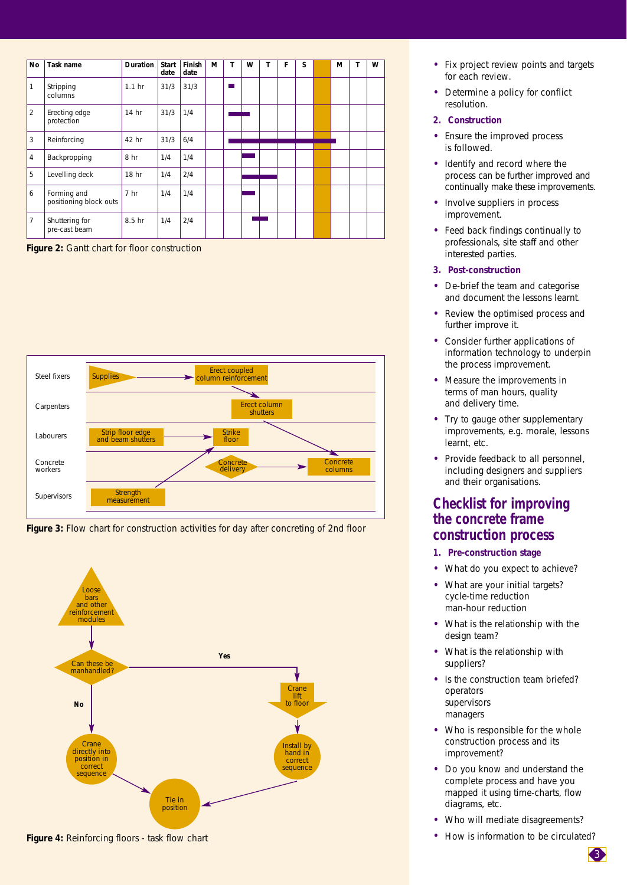| No | Task name | Duration | Start date | Finish date |
|---|---|---|---|---|
| 1 | Stripping columns | 1.1 hr | 31/3 | 31/3 |
| 2 | Erecting edge protection | 14 hr | 31/3 | 1/4 |
| 3 | Reinforcing | 42 hr | 31/3 | 6/4 |
| 4 | Backpropping | 8 hr | 1/4 | 1/4 |
| 5 | Levelling deck | 18 hr | 1/4 | 2/4 |
| 6 | Forming and positioning block outs | 7 hr | 1/4 | 1/4 |
| 7 | Shuttering for pre-cast beam | 8.5 hr | 1/4 | 2/4 |

**Figure 2:** Gantt chart for floor construction

**Figure 3:** Flow chart for construction activities for day after concreting of 2nd floor

**Figure 4:** Reinforcing floors - task flow chart

- Fix project review points and targets for each review.
- Determine a policy for conflict resolution.

**2. Construction**

- Ensure the improved process is followed.
- Identify and record where the process can be further improved and continually make these improvements.
- Involve suppliers in process improvement.
- Feed back findings continually to professionals, site staff and other interested parties.

**3. Post-construction**

- De-brief the team and categorise and document the lessons learnt.
- Review the optimised process and further improve it.
- Consider further applications of information technology to underpin the process improvement.
- Measure the improvements in terms of man hours, quality and delivery time.
- Try to gauge other supplementary improvements, e.g. morale, lessons learnt, etc.
- Provide feedback to all personnel, including designers and suppliers and their organisations.

## Checklist for improving the concrete frame construction process

**1. Pre-construction stage**

- What do you expect to achieve?
- What are your initial targets?
  cycle-time reduction
  man-hour reduction
- What is the relationship with the design team?
- What is the relationship with suppliers?
- Is the construction team briefed?
  operators
  supervisors
  managers
- Who is responsible for the whole construction process and its improvement?
- Do you know and understand the complete process and have you mapped it using time-charts, flow diagrams, etc.
- Who will mediate disagreements?
- How is information to be circulated?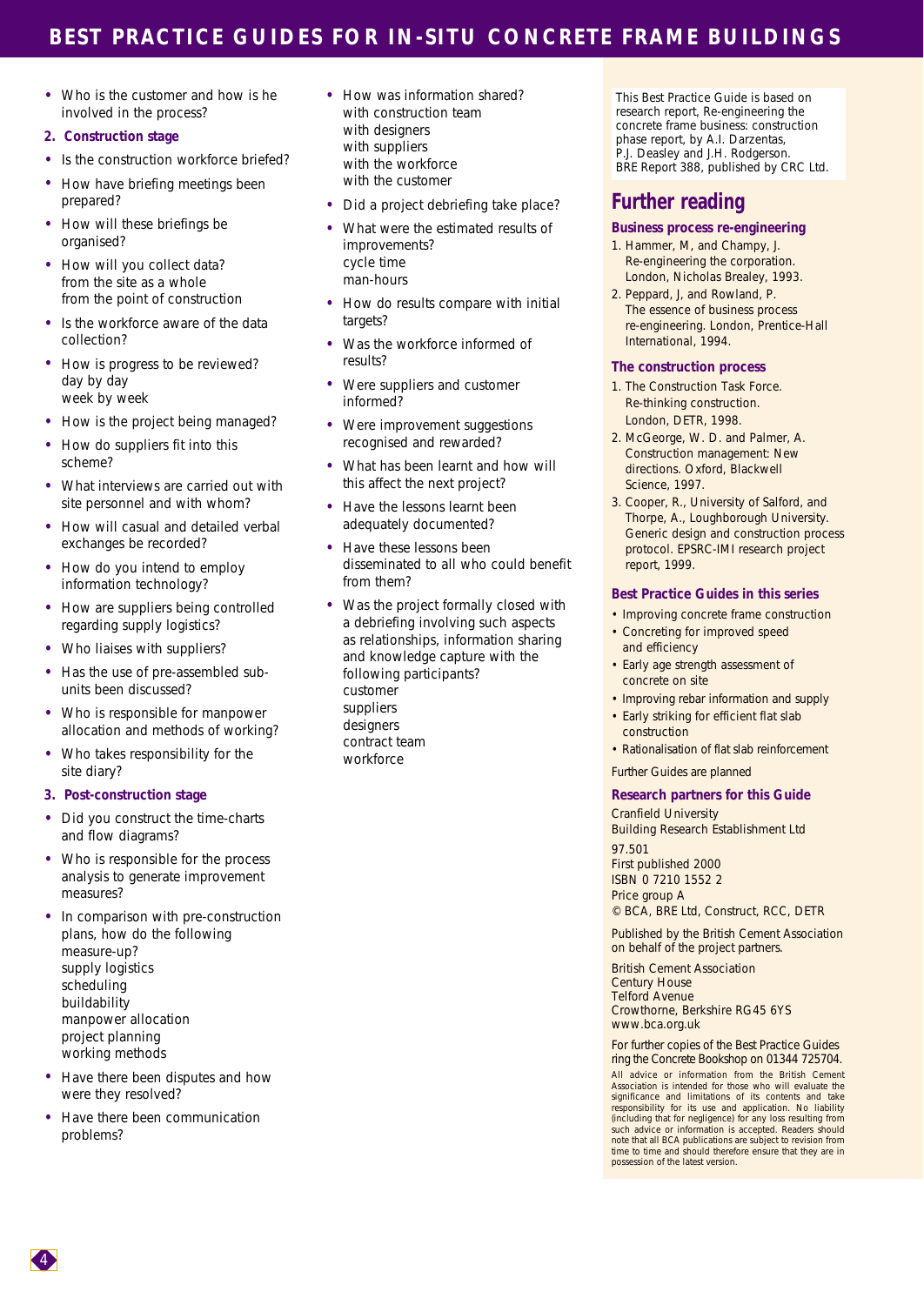- Who is the customer and how is he involved in the process?

**2. Construction stage**

- Is the construction workforce briefed?
- How have briefing meetings been prepared?
- How will these briefings be organised?
- How will you collect data?
  from the site as a whole
  from the point of construction
- Is the workforce aware of the data collection?
- How is progress to be reviewed?
  day by day
  week by week
- How is the project being managed?
- How do suppliers fit into this scheme?
- What interviews are carried out with site personnel and with whom?
- How will casual and detailed verbal exchanges be recorded?
- How do you intend to employ information technology?
- How are suppliers being controlled regarding supply logistics?
- Who liaises with suppliers?
- Has the use of pre-assembled sub-units been discussed?
- Who is responsible for manpower allocation and methods of working?
- Who takes responsibility for the site diary?

**3. Post-construction stage**

- Did you construct the time-charts and flow diagrams?
- Who is responsible for the process analysis to generate improvement measures?
- In comparison with pre-construction plans, how do the following measure-up?
  supply logistics
  scheduling
  buildability
  manpower allocation
  project planning
  working methods
- Have there been disputes and how were they resolved?
- Have there been communication problems?
- How was information shared?
  with construction team
  with designers
  with suppliers
  with the workforce
  with the customer
- Did a project debriefing take place?
- What were the estimated results of improvements?
  cycle time
  man-hours
- How do results compare with initial targets?
- Was the workforce informed of results?
- Were suppliers and customer informed?
- Were improvement suggestions recognised and rewarded?
- What has been learnt and how will this affect the next project?
- Have the lessons learnt been adequately documented?
- Have these lessons been disseminated to all who could benefit from them?
- Was the project formally closed with a debriefing involving such aspects as relationships, information sharing and knowledge capture with the following participants?
  customer
  suppliers
  designers
  contract team
  workforce

This Best Practice Guide is based on research report, Re-engineering the concrete frame business: construction phase report, by A.I. Darzentas, P.J. Deasley and J.H. Rodgerson. BRE Report 388, published by CRC Ltd.

## Further reading

### Business process re-engineering

1. Hammer, M, and Champy, J. Re-engineering the corporation. London, Nicholas Brealey, 1993.
2. Peppard, J, and Rowland, P. The essence of business process re-engineering. London, Prentice-Hall International, 1994.

### The construction process

1. The Construction Task Force. Re-thinking construction. London, DETR, 1998.
2. McGeorge, W. D. and Palmer, A. Construction management: New directions. Oxford, Blackwell Science, 1997.
3. Cooper, R., University of Salford, and Thorpe, A., Loughborough University. Generic design and construction process protocol. EPSRC-IMI research project report, 1999.

### Best Practice Guides in this series

- Improving concrete frame construction
- Concreting for improved speed and efficiency
- Early age strength assessment of concrete on site
- Improving rebar information and supply
- Early striking for efficient flat slab construction
- Rationalisation of flat slab reinforcement

Further Guides are planned

### Research partners for this Guide

Cranfield University
Building Research Establishment Ltd

97.501
First published 2000
ISBN 0 7210 1552 2
Price group A
© BCA, BRE Ltd, Construct, RCC, DETR

Published by the British Cement Association on behalf of the project partners.

British Cement Association
Century House
Telford Avenue
Crowthorne, Berkshire RG45 6YS
www.bca.org.uk

For further copies of the Best Practice Guides ring the Concrete Bookshop on 01344 725704.

All advice or information from the British Cement Association is intended for those who will evaluate the significance and limitations of its contents and take responsibility for its use and application. No liability (including that for negligence) for any loss resulting from such advice or information is accepted. Readers should note that all BCA publications are subject to revision from time to time and should therefore ensure that they are in possession of the latest version.